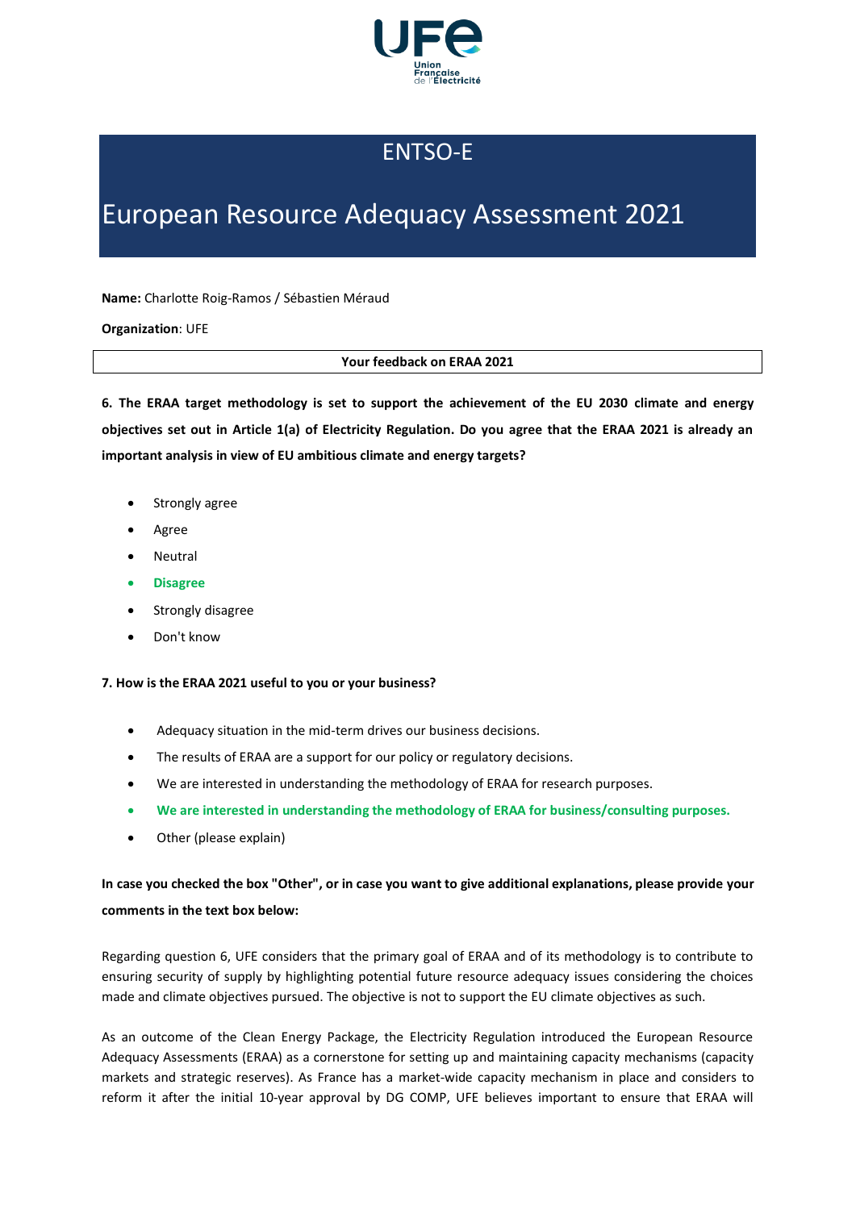# ENTSO-E

# European Resource Adequacy Assessment 2021

**Name:** Charlotte Roig-Ramos / Sébastien Méraud

**Organization**: UFE

**Your feedback on ERAA 2021**

**6. The ERAA target methodology is set to support the achievement of the EU 2030 climate and energy objectives set out in Article 1(a) of Electricity Regulation. Do you agree that the ERAA 2021 is already an important analysis in view of EU ambitious climate and energy targets?**

- Strongly agree
- Agree
- Neutral
- **Disagree**
- Strongly disagree
- Don't know

**7. How is the ERAA 2021 useful to you or your business?**

- Adequacy situation in the mid-term drives our business decisions.
- The results of ERAA are a support for our policy or regulatory decisions.
- We are interested in understanding the methodology of ERAA for research purposes.
- **We are interested in understanding the methodology of ERAA for business/consulting purposes.**
- Other (please explain)

**In case you checked the box "Other", or in case you want to give additional explanations, please provide your comments in the text box below:**

Regarding question 6, UFE considers that the primary goal of ERAA and of its methodology is to contribute to ensuring security of supply by highlighting potential future resource adequacy issues considering the choices made and climate objectives pursued. The objective is not to support the EU climate objectives as such.

As an outcome of the Clean Energy Package, the Electricity Regulation introduced the European Resource Adequacy Assessments (ERAA) as a cornerstone for setting up and maintaining capacity mechanisms (capacity markets and strategic reserves). As France has a market-wide capacity mechanism in place and considers to reform it after the initial 10-year approval by DG COMP, UFE believes important to ensure that ERAA will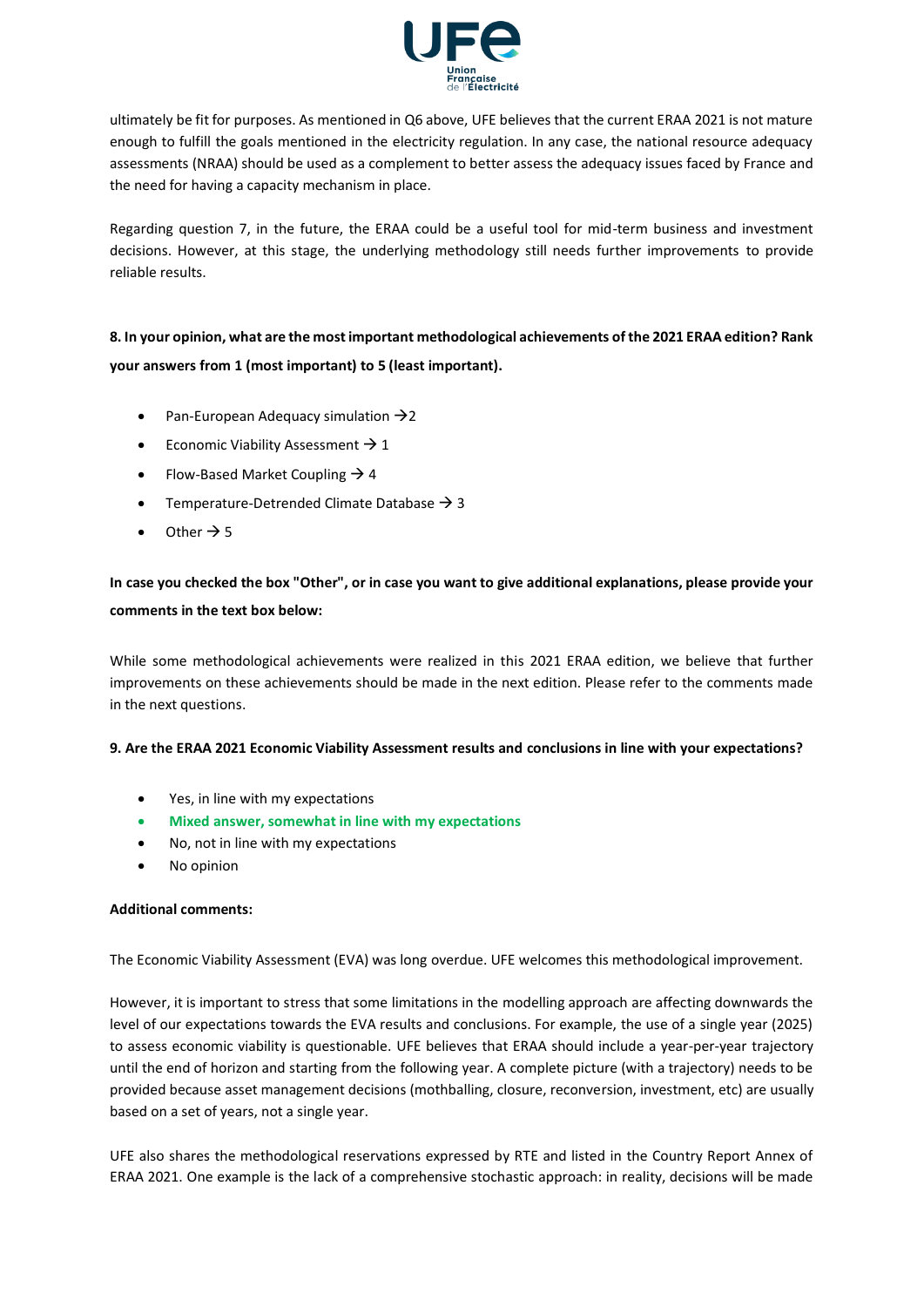ultimately be fit for purposes. As mentioned in Q6 above, UFE believes that the current ERAA 2021 is not mature enough to fulfill the goals mentioned in the electricity regulation. In any case, the national resource adequacy assessments (NRAA) should be used as a complement to better assess the adequacy issues faced by France and the need for having a capacity mechanism in place.

Regarding question 7, in the future, the ERAA could be a useful tool for mid-term business and investment decisions. However, at this stage, the underlying methodology still needs further improvements to provide reliable results.

**8. In your opinion, what are the most important methodological achievements of the 2021 ERAA edition? Rank your answers from 1 (most important) to 5 (least important).**

- Pan-European Adequacy simulation →2
- Economic Viability Assessment → 1
- Flow-Based Market Coupling → 4
- Temperature-Detrended Climate Database → 3
- Other → 5

**In case you checked the box "Other", or in case you want to give additional explanations, please provide your comments in the text box below:**

While some methodological achievements were realized in this 2021 ERAA edition, we believe that further improvements on these achievements should be made in the next edition. Please refer to the comments made in the next questions.

**9. Are the ERAA 2021 Economic Viability Assessment results and conclusions in line with your expectations?**

- Yes, in line with my expectations
- **Mixed answer, somewhat in line with my expectations**
- No, not in line with my expectations
- No opinion

**Additional comments:**

The Economic Viability Assessment (EVA) was long overdue. UFE welcomes this methodological improvement.

However, it is important to stress that some limitations in the modelling approach are affecting downwards the level of our expectations towards the EVA results and conclusions. For example, the use of a single year (2025) to assess economic viability is questionable. UFE believes that ERAA should include a year-per-year trajectory until the end of horizon and starting from the following year. A complete picture (with a trajectory) needs to be provided because asset management decisions (mothballing, closure, reconversion, investment, etc) are usually based on a set of years, not a single year.

UFE also shares the methodological reservations expressed by RTE and listed in the Country Report Annex of ERAA 2021. One example is the lack of a comprehensive stochastic approach: in reality, decisions will be made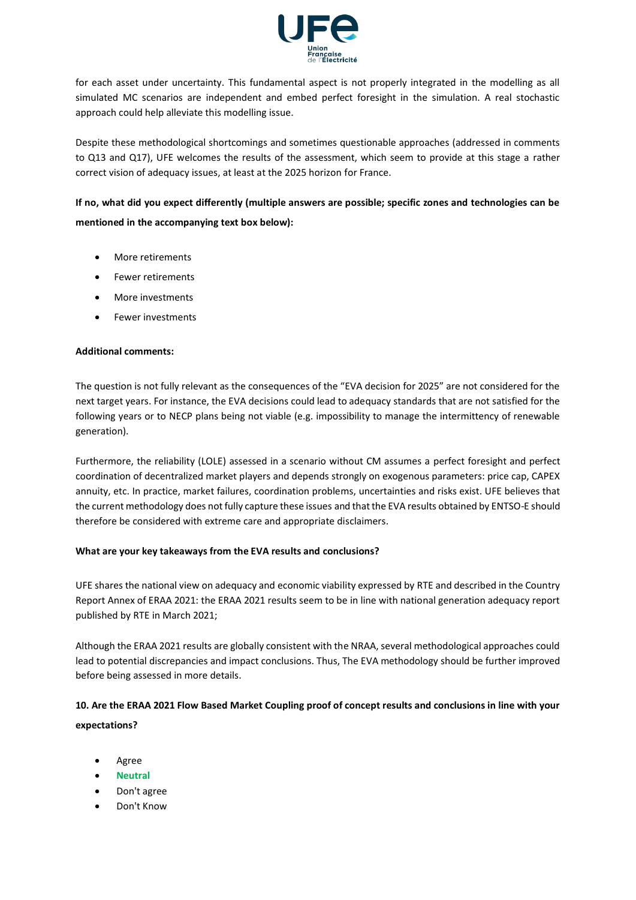for each asset under uncertainty. This fundamental aspect is not properly integrated in the modelling as all simulated MC scenarios are independent and embed perfect foresight in the simulation. A real stochastic approach could help alleviate this modelling issue.

Despite these methodological shortcomings and sometimes questionable approaches (addressed in comments to Q13 and Q17), UFE welcomes the results of the assessment, which seem to provide at this stage a rather correct vision of adequacy issues, at least at the 2025 horizon for France.

**If no, what did you expect differently (multiple answers are possible; specific zones and technologies can be mentioned in the accompanying text box below):**

- More retirements
- Fewer retirements
- More investments
- Fewer investments

**Additional comments:**

The question is not fully relevant as the consequences of the "EVA decision for 2025" are not considered for the next target years. For instance, the EVA decisions could lead to adequacy standards that are not satisfied for the following years or to NECP plans being not viable (e.g. impossibility to manage the intermittency of renewable generation).

Furthermore, the reliability (LOLE) assessed in a scenario without CM assumes a perfect foresight and perfect coordination of decentralized market players and depends strongly on exogenous parameters: price cap, CAPEX annuity, etc. In practice, market failures, coordination problems, uncertainties and risks exist. UFE believes that the current methodology does not fully capture these issues and that the EVA results obtained by ENTSO-E should therefore be considered with extreme care and appropriate disclaimers.

**What are your key takeaways from the EVA results and conclusions?**

UFE shares the national view on adequacy and economic viability expressed by RTE and described in the Country Report Annex of ERAA 2021: the ERAA 2021 results seem to be in line with national generation adequacy report published by RTE in March 2021;

Although the ERAA 2021 results are globally consistent with the NRAA, several methodological approaches could lead to potential discrepancies and impact conclusions. Thus, The EVA methodology should be further improved before being assessed in more details.

**10. Are the ERAA 2021 Flow Based Market Coupling proof of concept results and conclusions in line with your expectations?**

- Agree
- **Neutral**
- Don't agree
- Don't Know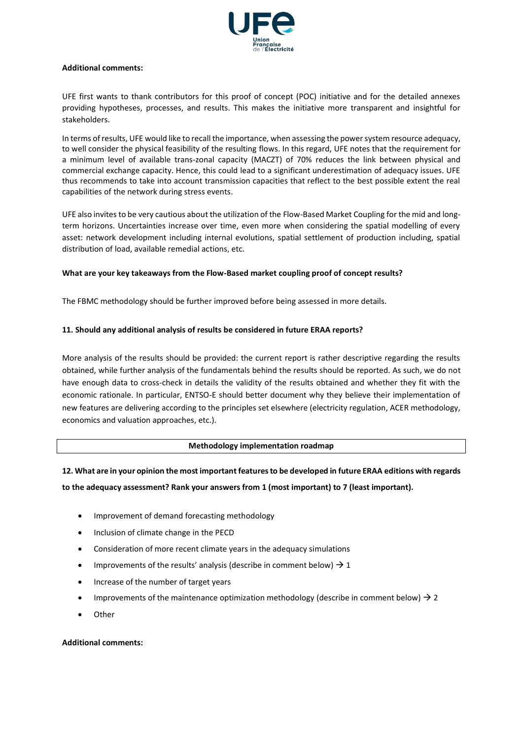**Additional comments:**

UFE first wants to thank contributors for this proof of concept (POC) initiative and for the detailed annexes providing hypotheses, processes, and results. This makes the initiative more transparent and insightful for stakeholders.

In terms of results, UFE would like to recall the importance, when assessing the power system resource adequacy, to well consider the physical feasibility of the resulting flows. In this regard, UFE notes that the requirement for a minimum level of available trans-zonal capacity (MACZT) of 70% reduces the link between physical and commercial exchange capacity. Hence, this could lead to a significant underestimation of adequacy issues. UFE thus recommends to take into account transmission capacities that reflect to the best possible extent the real capabilities of the network during stress events.

UFE also invites to be very cautious about the utilization of the Flow-Based Market Coupling for the mid and long-term horizons. Uncertainties increase over time, even more when considering the spatial modelling of every asset: network development including internal evolutions, spatial settlement of production including, spatial distribution of load, available remedial actions, etc.

**What are your key takeaways from the Flow-Based market coupling proof of concept results?**

The FBMC methodology should be further improved before being assessed in more details.

**11. Should any additional analysis of results be considered in future ERAA reports?**

More analysis of the results should be provided: the current report is rather descriptive regarding the results obtained, while further analysis of the fundamentals behind the results should be reported. As such, we do not have enough data to cross-check in details the validity of the results obtained and whether they fit with the economic rationale. In particular, ENTSO-E should better document why they believe their implementation of new features are delivering according to the principles set elsewhere (electricity regulation, ACER methodology, economics and valuation approaches, etc.).

**Methodology implementation roadmap**

**12. What are in your opinion the most important features to be developed in future ERAA editions with regards to the adequacy assessment? Rank your answers from 1 (most important) to 7 (least important).**

- Improvement of demand forecasting methodology
- Inclusion of climate change in the PECD
- Consideration of more recent climate years in the adequacy simulations
- Improvements of the results' analysis (describe in comment below) → 1
- Increase of the number of target years
- Improvements of the maintenance optimization methodology (describe in comment below) → 2
- Other

**Additional comments:**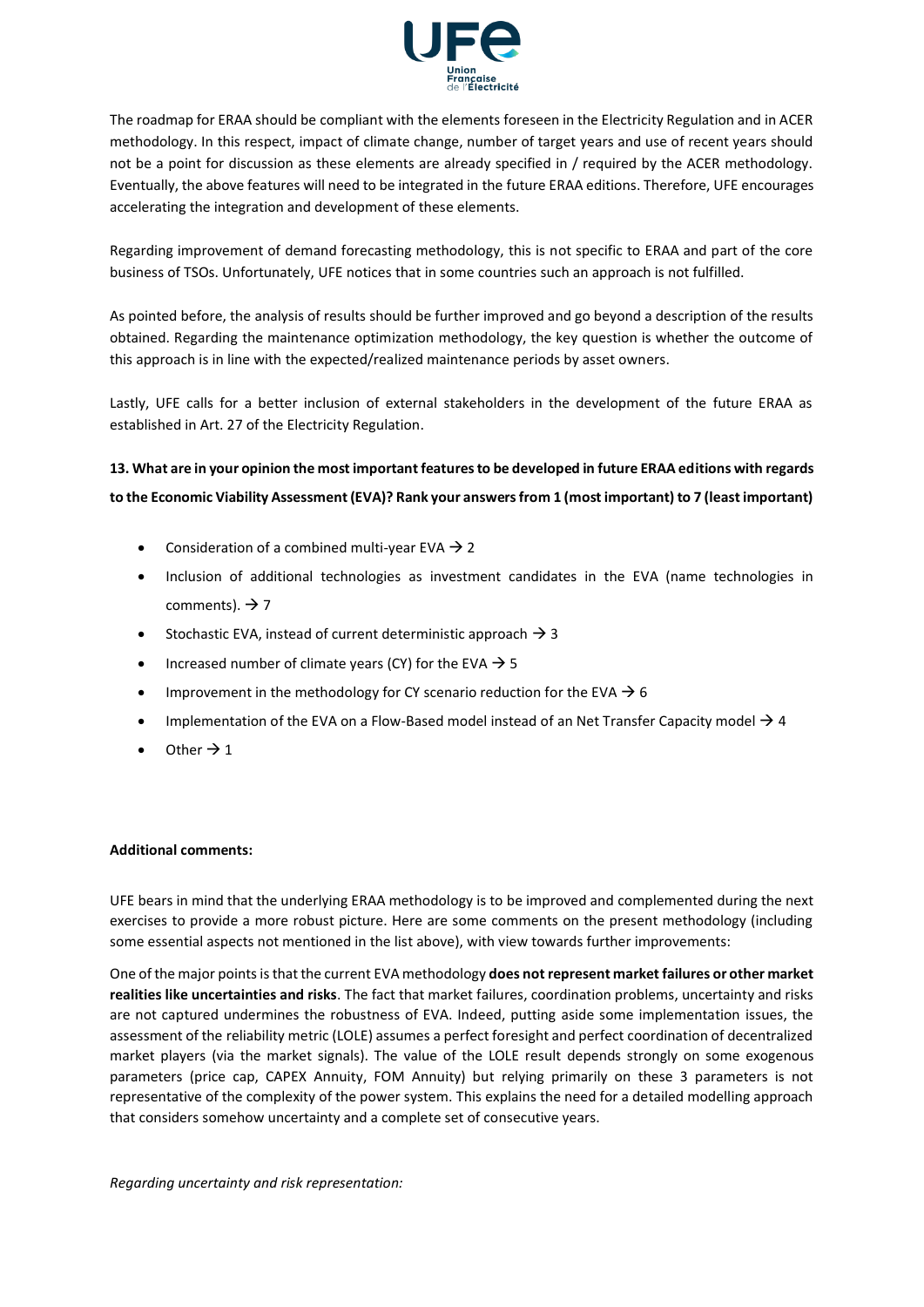The roadmap for ERAA should be compliant with the elements foreseen in the Electricity Regulation and in ACER methodology. In this respect, impact of climate change, number of target years and use of recent years should not be a point for discussion as these elements are already specified in / required by the ACER methodology. Eventually, the above features will need to be integrated in the future ERAA editions. Therefore, UFE encourages accelerating the integration and development of these elements.

Regarding improvement of demand forecasting methodology, this is not specific to ERAA and part of the core business of TSOs. Unfortunately, UFE notices that in some countries such an approach is not fulfilled.

As pointed before, the analysis of results should be further improved and go beyond a description of the results obtained. Regarding the maintenance optimization methodology, the key question is whether the outcome of this approach is in line with the expected/realized maintenance periods by asset owners.

Lastly, UFE calls for a better inclusion of external stakeholders in the development of the future ERAA as established in Art. 27 of the Electricity Regulation.

**13. What are in your opinion the most important features to be developed in future ERAA editions with regards to the Economic Viability Assessment (EVA)? Rank your answers from 1 (most important) to 7 (least important)**

- Consideration of a combined multi-year EVA → 2
- Inclusion of additional technologies as investment candidates in the EVA (name technologies in comments). → 7
- Stochastic EVA, instead of current deterministic approach → 3
- Increased number of climate years (CY) for the EVA → 5
- Improvement in the methodology for CY scenario reduction for the EVA → 6
- Implementation of the EVA on a Flow-Based model instead of an Net Transfer Capacity model → 4
- Other → 1

**Additional comments:**

UFE bears in mind that the underlying ERAA methodology is to be improved and complemented during the next exercises to provide a more robust picture. Here are some comments on the present methodology (including some essential aspects not mentioned in the list above), with view towards further improvements:

One of the major points is that the current EVA methodology **does not represent market failures or other market realities like uncertainties and risks**. The fact that market failures, coordination problems, uncertainty and risks are not captured undermines the robustness of EVA. Indeed, putting aside some implementation issues, the assessment of the reliability metric (LOLE) assumes a perfect foresight and perfect coordination of decentralized market players (via the market signals). The value of the LOLE result depends strongly on some exogenous parameters (price cap, CAPEX Annuity, FOM Annuity) but relying primarily on these 3 parameters is not representative of the complexity of the power system. This explains the need for a detailed modelling approach that considers somehow uncertainty and a complete set of consecutive years.

*Regarding uncertainty and risk representation:*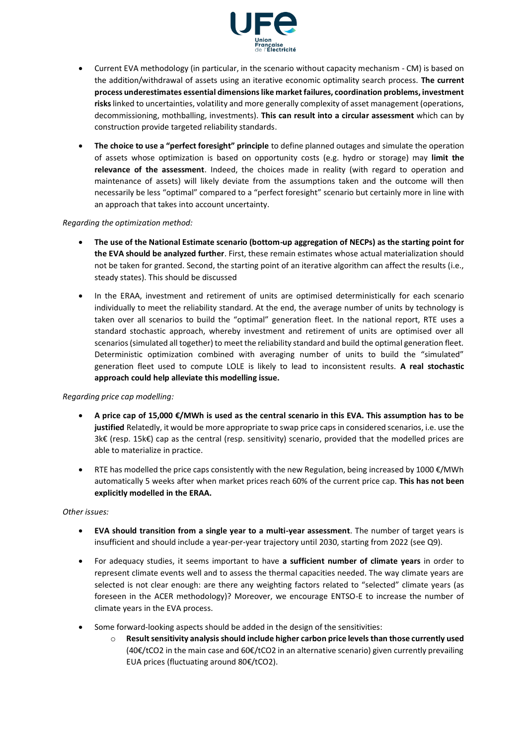- Current EVA methodology (in particular, in the scenario without capacity mechanism - CM) is based on the addition/withdrawal of assets using an iterative economic optimality search process. **The current process underestimates essential dimensions like market failures, coordination problems, investment risks** linked to uncertainties, volatility and more generally complexity of asset management (operations, decommissioning, mothballing, investments). **This can result into a circular assessment** which can by construction provide targeted reliability standards.

- **The choice to use a "perfect foresight" principle** to define planned outages and simulate the operation of assets whose optimization is based on opportunity costs (e.g. hydro or storage) may **limit the relevance of the assessment**. Indeed, the choices made in reality (with regard to operation and maintenance of assets) will likely deviate from the assumptions taken and the outcome will then necessarily be less "optimal" compared to a "perfect foresight" scenario but certainly more in line with an approach that takes into account uncertainty.

*Regarding the optimization method:*

- **The use of the National Estimate scenario (bottom-up aggregation of NECPs) as the starting point for the EVA should be analyzed further**. First, these remain estimates whose actual materialization should not be taken for granted. Second, the starting point of an iterative algorithm can affect the results (i.e., steady states). This should be discussed

- In the ERAA, investment and retirement of units are optimised deterministically for each scenario individually to meet the reliability standard. At the end, the average number of units by technology is taken over all scenarios to build the "optimal" generation fleet. In the national report, RTE uses a standard stochastic approach, whereby investment and retirement of units are optimised over all scenarios (simulated all together) to meet the reliability standard and build the optimal generation fleet. Deterministic optimization combined with averaging number of units to build the "simulated" generation fleet used to compute LOLE is likely to lead to inconsistent results. **A real stochastic approach could help alleviate this modelling issue.**

*Regarding price cap modelling:*

- **A price cap of 15,000 €/MWh is used as the central scenario in this EVA. This assumption has to be justified** Relatedly, it would be more appropriate to swap price caps in considered scenarios, i.e. use the 3k€ (resp. 15k€) cap as the central (resp. sensitivity) scenario, provided that the modelled prices are able to materialize in practice.

- RTE has modelled the price caps consistently with the new Regulation, being increased by 1000 €/MWh automatically 5 weeks after when market prices reach 60% of the current price cap. **This has not been explicitly modelled in the ERAA.**

*Other issues:*

- **EVA should transition from a single year to a multi-year assessment**. The number of target years is insufficient and should include a year-per-year trajectory until 2030, starting from 2022 (see Q9).

- For adequacy studies, it seems important to have **a sufficient number of climate years** in order to represent climate events well and to assess the thermal capacities needed. The way climate years are selected is not clear enough: are there any weighting factors related to "selected" climate years (as foreseen in the ACER methodology)? Moreover, we encourage ENTSO-E to increase the number of climate years in the EVA process.

- Some forward-looking aspects should be added in the design of the sensitivities:
    - **Result sensitivity analysis should include higher carbon price levels than those currently used** (40€/t$CO_2$ in the main case and 60€/t$CO_2$ in an alternative scenario) given currently prevailing EUA prices (fluctuating around 80€/t$CO_2$).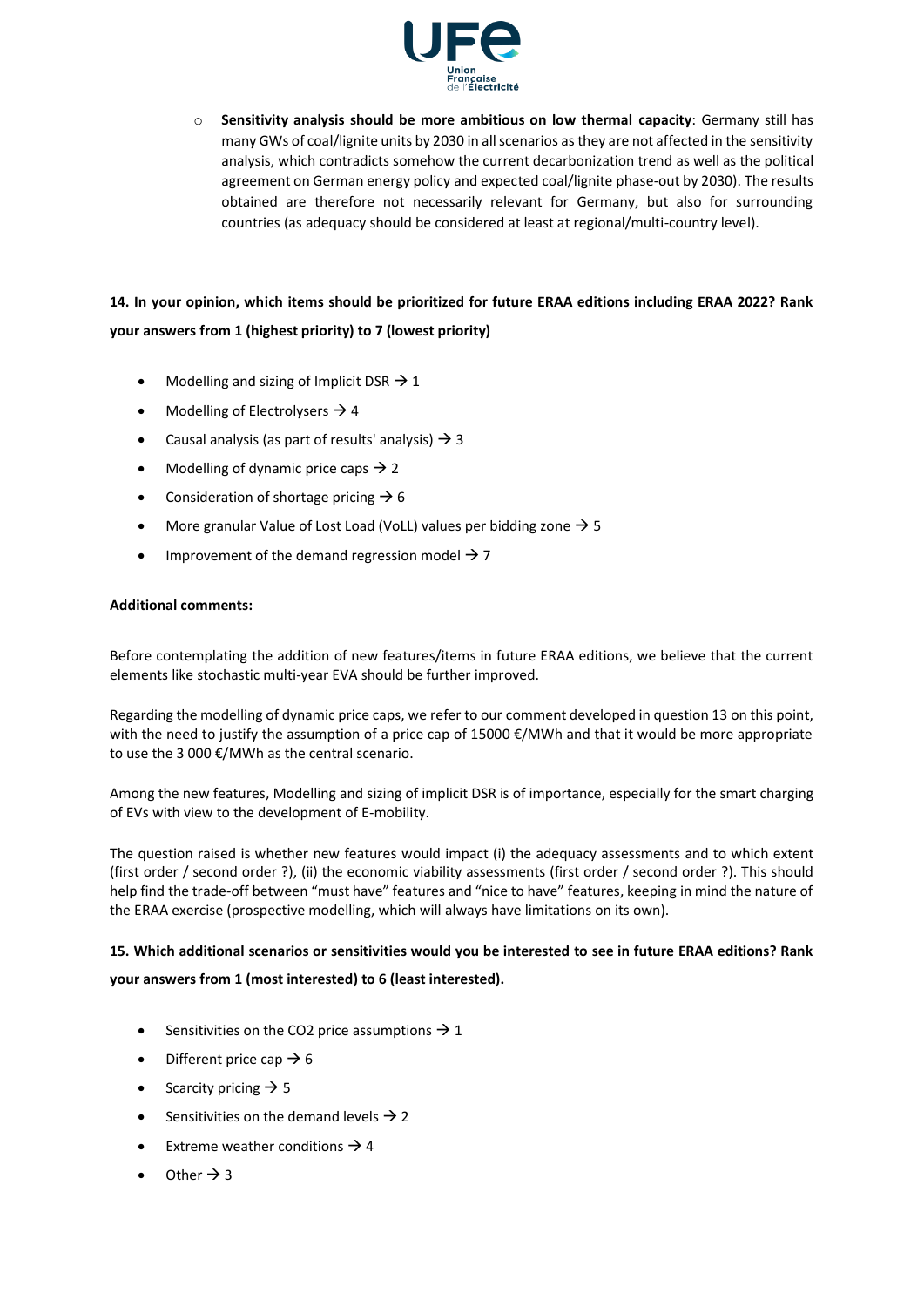- **Sensitivity analysis should be more ambitious on low thermal capacity**: Germany still has many GWs of coal/lignite units by 2030 in all scenarios as they are not affected in the sensitivity analysis, which contradicts somehow the current decarbonization trend as well as the political agreement on German energy policy and expected coal/lignite phase-out by 2030). The results obtained are therefore not necessarily relevant for Germany, but also for surrounding countries (as adequacy should be considered at least at regional/multi-country level).

**14. In your opinion, which items should be prioritized for future ERAA editions including ERAA 2022? Rank your answers from 1 (highest priority) to 7 (lowest priority)**

- Modelling and sizing of Implicit DSR → 1
- Modelling of Electrolysers → 4
- Causal analysis (as part of results' analysis) → 3
- Modelling of dynamic price caps → 2
- Consideration of shortage pricing → 6
- More granular Value of Lost Load (VoLL) values per bidding zone → 5
- Improvement of the demand regression model → 7

**Additional comments:**

Before contemplating the addition of new features/items in future ERAA editions, we believe that the current elements like stochastic multi-year EVA should be further improved.

Regarding the modelling of dynamic price caps, we refer to our comment developed in question 13 on this point, with the need to justify the assumption of a price cap of 15000 €/MWh and that it would be more appropriate to use the 3 000 €/MWh as the central scenario.

Among the new features, Modelling and sizing of implicit DSR is of importance, especially for the smart charging of EVs with view to the development of E-mobility.

The question raised is whether new features would impact (i) the adequacy assessments and to which extent (first order / second order ?), (ii) the economic viability assessments (first order / second order ?). This should help find the trade-off between "must have" features and "nice to have" features, keeping in mind the nature of the ERAA exercise (prospective modelling, which will always have limitations on its own).

**15. Which additional scenarios or sensitivities would you be interested to see in future ERAA editions? Rank your answers from 1 (most interested) to 6 (least interested).**

- Sensitivities on the CO2 price assumptions → 1
- Different price cap → 6
- Scarcity pricing → 5
- Sensitivities on the demand levels → 2
- Extreme weather conditions → 4
- Other → 3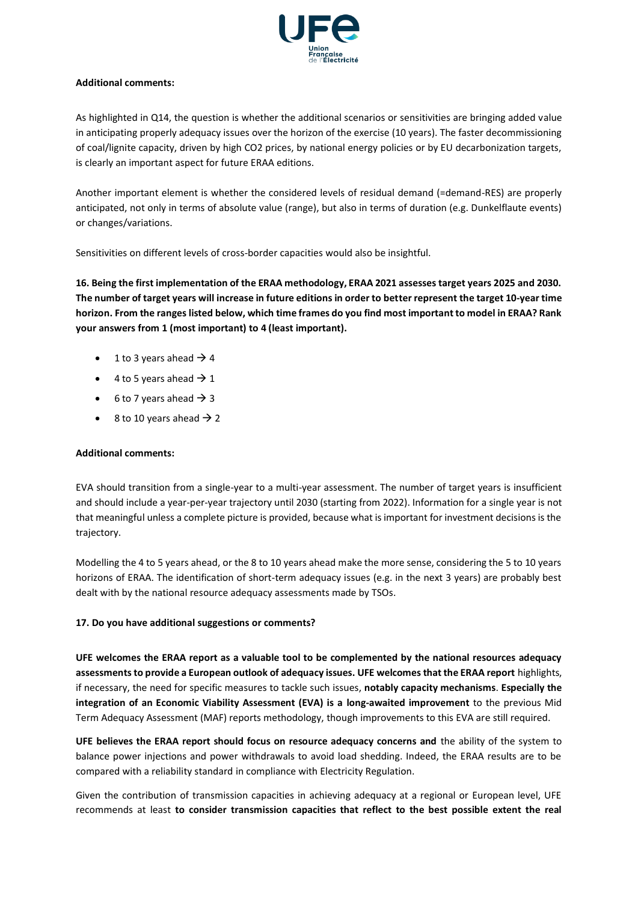**Additional comments:**

As highlighted in Q14, the question is whether the additional scenarios or sensitivities are bringing added value in anticipating properly adequacy issues over the horizon of the exercise (10 years). The faster decommissioning of coal/lignite capacity, driven by high CO2 prices, by national energy policies or by EU decarbonization targets, is clearly an important aspect for future ERAA editions.

Another important element is whether the considered levels of residual demand (=demand-RES) are properly anticipated, not only in terms of absolute value (range), but also in terms of duration (e.g. Dunkelflaute events) or changes/variations.

Sensitivities on different levels of cross-border capacities would also be insightful.

**16. Being the first implementation of the ERAA methodology, ERAA 2021 assesses target years 2025 and 2030. The number of target years will increase in future editions in order to better represent the target 10-year time horizon. From the ranges listed below, which time frames do you find most important to model in ERAA? Rank your answers from 1 (most important) to 4 (least important).**

- 1 to 3 years ahead → 4
- 4 to 5 years ahead → 1
- 6 to 7 years ahead → 3
- 8 to 10 years ahead → 2

**Additional comments:**

EVA should transition from a single-year to a multi-year assessment. The number of target years is insufficient and should include a year-per-year trajectory until 2030 (starting from 2022). Information for a single year is not that meaningful unless a complete picture is provided, because what is important for investment decisions is the trajectory.

Modelling the 4 to 5 years ahead, or the 8 to 10 years ahead make the more sense, considering the 5 to 10 years horizons of ERAA. The identification of short-term adequacy issues (e.g. in the next 3 years) are probably best dealt with by the national resource adequacy assessments made by TSOs.

**17. Do you have additional suggestions or comments?**

**UFE welcomes the ERAA report as a valuable tool to be complemented by the national resources adequacy assessments to provide a European outlook of adequacy issues. UFE welcomes that the ERAA report** highlights, if necessary, the need for specific measures to tackle such issues, **notably capacity mechanisms**. **Especially the integration of an Economic Viability Assessment (EVA) is a long-awaited improvement** to the previous Mid Term Adequacy Assessment (MAF) reports methodology, though improvements to this EVA are still required.

**UFE believes the ERAA report should focus on resource adequacy concerns and** the ability of the system to balance power injections and power withdrawals to avoid load shedding. Indeed, the ERAA results are to be compared with a reliability standard in compliance with Electricity Regulation.

Given the contribution of transmission capacities in achieving adequacy at a regional or European level, UFE recommends at least **to consider transmission capacities that reflect to the best possible extent the real**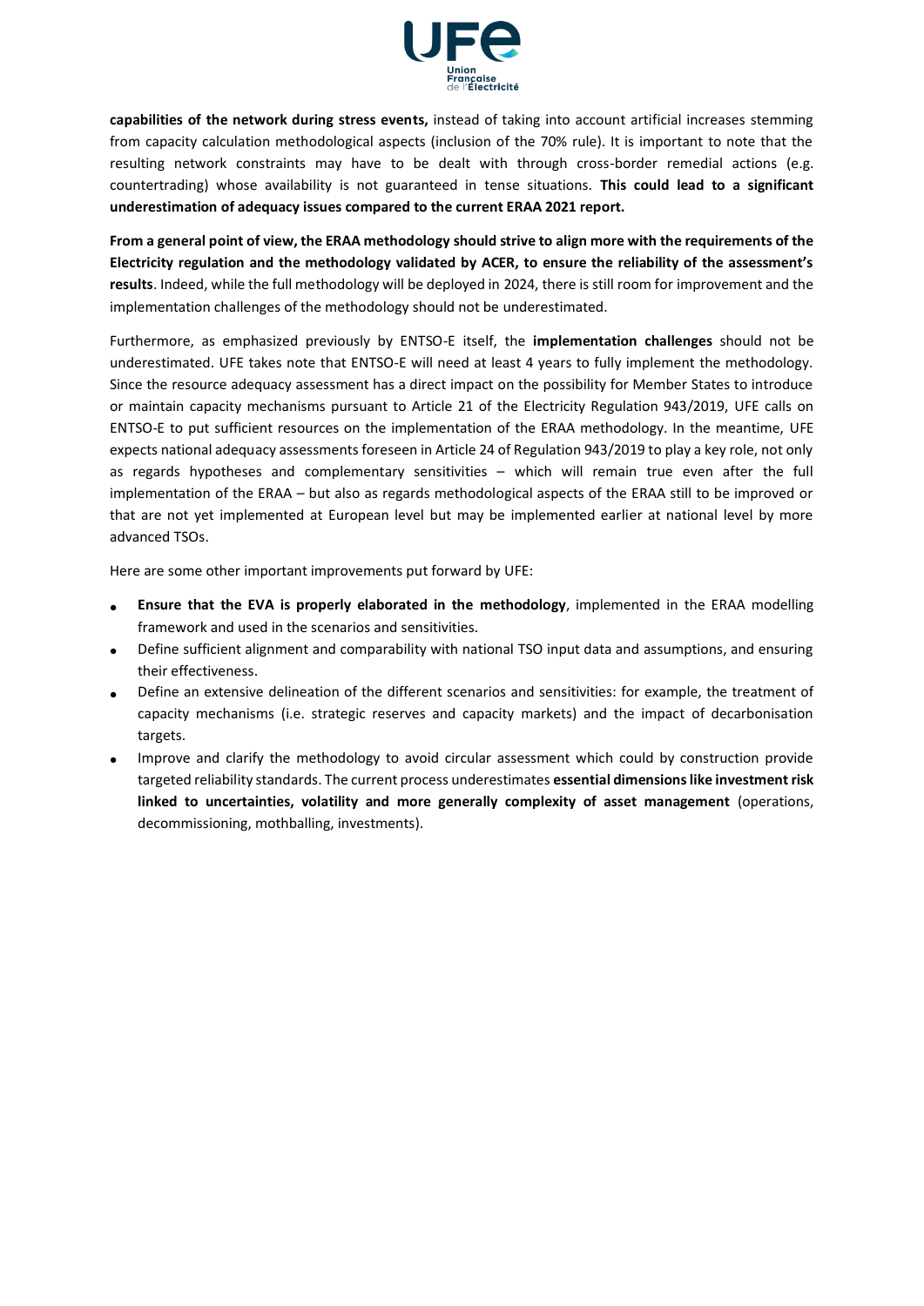**capabilities of the network during stress events,** instead of taking into account artificial increases stemming from capacity calculation methodological aspects (inclusion of the 70% rule). It is important to note that the resulting network constraints may have to be dealt with through cross-border remedial actions (e.g. countertrading) whose availability is not guaranteed in tense situations. **This could lead to a significant underestimation of adequacy issues compared to the current ERAA 2021 report.**

**From a general point of view, the ERAA methodology should strive to align more with the requirements of the Electricity regulation and the methodology validated by ACER, to ensure the reliability of the assessment's results**. Indeed, while the full methodology will be deployed in 2024, there is still room for improvement and the implementation challenges of the methodology should not be underestimated.

Furthermore, as emphasized previously by ENTSO-E itself, the **implementation challenges** should not be underestimated. UFE takes note that ENTSO-E will need at least 4 years to fully implement the methodology. Since the resource adequacy assessment has a direct impact on the possibility for Member States to introduce or maintain capacity mechanisms pursuant to Article 21 of the Electricity Regulation 943/2019, UFE calls on ENTSO-E to put sufficient resources on the implementation of the ERAA methodology. In the meantime, UFE expects national adequacy assessments foreseen in Article 24 of Regulation 943/2019 to play a key role, not only as regards hypotheses and complementary sensitivities – which will remain true even after the full implementation of the ERAA – but also as regards methodological aspects of the ERAA still to be improved or that are not yet implemented at European level but may be implemented earlier at national level by more advanced TSOs.

Here are some other important improvements put forward by UFE:

- **Ensure that the EVA is properly elaborated in the methodology**, implemented in the ERAA modelling framework and used in the scenarios and sensitivities.
- Define sufficient alignment and comparability with national TSO input data and assumptions, and ensuring their effectiveness.
- Define an extensive delineation of the different scenarios and sensitivities: for example, the treatment of capacity mechanisms (i.e. strategic reserves and capacity markets) and the impact of decarbonisation targets.
- Improve and clarify the methodology to avoid circular assessment which could by construction provide targeted reliability standards. The current process underestimates **essential dimensions like investment risk linked to uncertainties, volatility and more generally complexity of asset management** (operations, decommissioning, mothballing, investments).